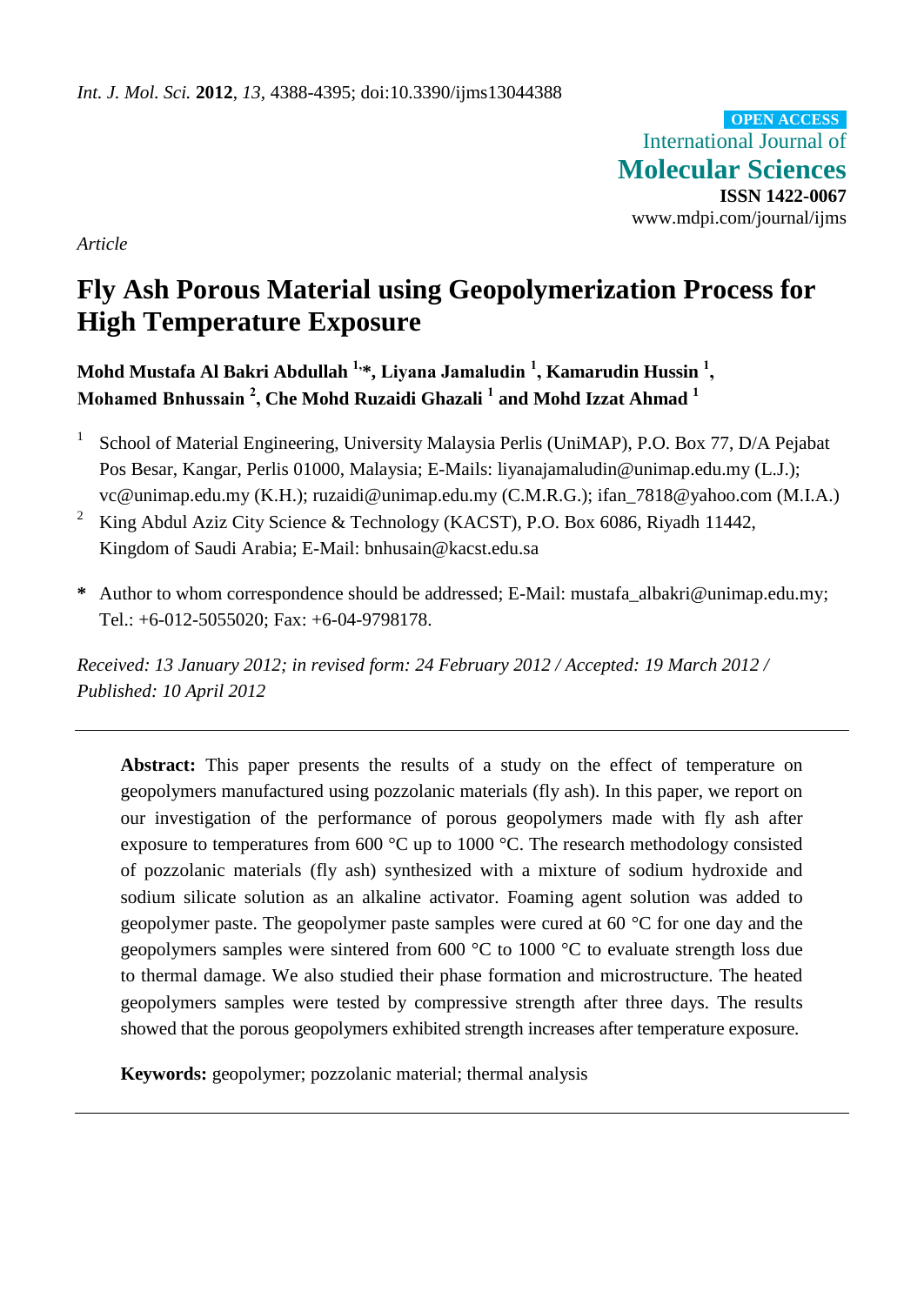*Int. J. Mol. Sci.* **2012**, *13*, 4388-4395; doi:10.3390/ijms13044388

**OPEN ACCESS**

International Journal of
**Molecular Sciences**
**ISSN 1422-0067**
www.mdpi.com/journal/ijms

*Article*

# Fly Ash Porous Material using Geopolymerization Process for High Temperature Exposure

**Mohd Mustafa Al Bakri Abdullah [1,*], Liyana Jamaludin [1], Kamarudin Hussin [1], Mohamed Bnhussain [2], Che Mohd Ruzaidi Ghazali [1] and Mohd Izzat Ahmad [1]**

[1] School of Material Engineering, University Malaysia Perlis (UniMAP), P.O. Box 77, D/A Pejabat Pos Besar, Kangar, Perlis 01000, Malaysia; E-Mails: liyanajamaludin@unimap.edu.my (L.J.); vc@unimap.edu.my (K.H.); ruzaidi@unimap.edu.my (C.M.R.G.); ifan_7818@yahoo.com (M.I.A.)

[2] King Abdul Aziz City Science & Technology (KACST), P.O. Box 6086, Riyadh 11442, Kingdom of Saudi Arabia; E-Mail: bnhusain@kacst.edu.sa

\* Author to whom correspondence should be addressed; E-Mail: mustafa_albakri@unimap.edu.my; Tel.: +6-012-5055020; Fax: +6-04-9798178.

*Received: 13 January 2012; in revised form: 24 February 2012 / Accepted: 19 March 2012 / Published: 10 April 2012*

---

**Abstract:** This paper presents the results of a study on the effect of temperature on geopolymers manufactured using pozzolanic materials (fly ash). In this paper, we report on our investigation of the performance of porous geopolymers made with fly ash after exposure to temperatures from 600 °C up to 1000 °C. The research methodology consisted of pozzolanic materials (fly ash) synthesized with a mixture of sodium hydroxide and sodium silicate solution as an alkaline activator. Foaming agent solution was added to geopolymer paste. The geopolymer paste samples were cured at 60 °C for one day and the geopolymers samples were sintered from 600 °C to 1000 °C to evaluate strength loss due to thermal damage. We also studied their phase formation and microstructure. The heated geopolymers samples were tested by compressive strength after three days. The results showed that the porous geopolymers exhibited strength increases after temperature exposure.

**Keywords:** geopolymer; pozzolanic material; thermal analysis

---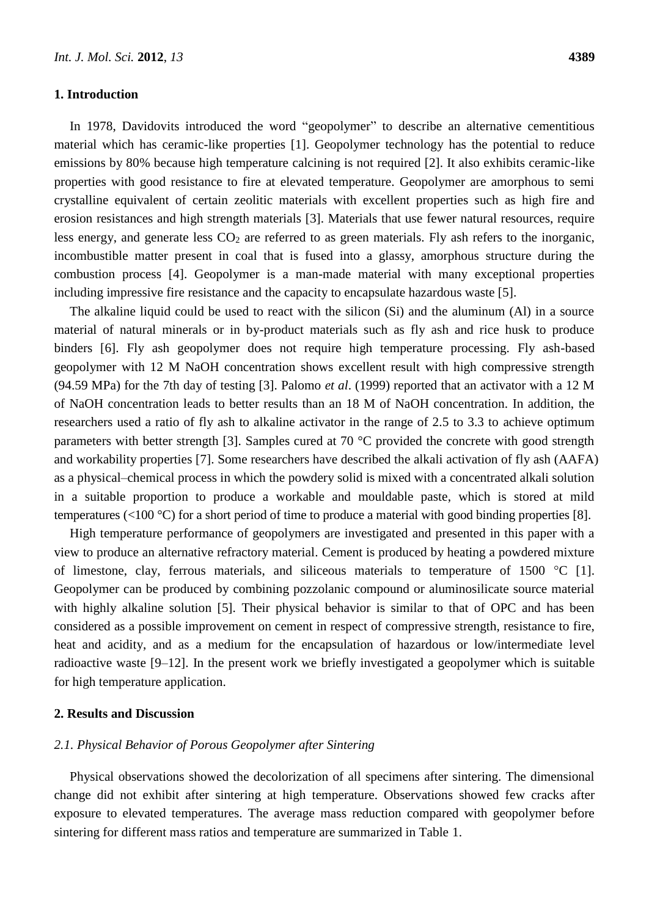## 1. Introduction

In 1978, Davidovits introduced the word "geopolymer" to describe an alternative cementitious material which has ceramic-like properties [1]. Geopolymer technology has the potential to reduce emissions by 80% because high temperature calcining is not required [2]. It also exhibits ceramic-like properties with good resistance to fire at elevated temperature. Geopolymer are amorphous to semi crystalline equivalent of certain zeolitic materials with excellent properties such as high fire and erosion resistances and high strength materials [3]. Materials that use fewer natural resources, require less energy, and generate less $CO_2$ are referred to as green materials. Fly ash refers to the inorganic, incombustible matter present in coal that is fused into a glassy, amorphous structure during the combustion process [4]. Geopolymer is a man-made material with many exceptional properties including impressive fire resistance and the capacity to encapsulate hazardous waste [5].

The alkaline liquid could be used to react with the silicon (Si) and the aluminum (Al) in a source material of natural minerals or in by-product materials such as fly ash and rice husk to produce binders [6]. Fly ash geopolymer does not require high temperature processing. Fly ash-based geopolymer with 12 M NaOH concentration shows excellent result with high compressive strength (94.59 MPa) for the 7th day of testing [3]. Palomo *et al*. (1999) reported that an activator with a 12 M of NaOH concentration leads to better results than an 18 M of NaOH concentration. In addition, the researchers used a ratio of fly ash to alkaline activator in the range of 2.5 to 3.3 to achieve optimum parameters with better strength [3]. Samples cured at 70 °C provided the concrete with good strength and workability properties [7]. Some researchers have described the alkali activation of fly ash (AAFA) as a physical–chemical process in which the powdery solid is mixed with a concentrated alkali solution in a suitable proportion to produce a workable and mouldable paste, which is stored at mild temperatures (<100 °C) for a short period of time to produce a material with good binding properties [8].

High temperature performance of geopolymers are investigated and presented in this paper with a view to produce an alternative refractory material. Cement is produced by heating a powdered mixture of limestone, clay, ferrous materials, and siliceous materials to temperature of 1500 °C [1]. Geopolymer can be produced by combining pozzolanic compound or aluminosilicate source material with highly alkaline solution [5]. Their physical behavior is similar to that of OPC and has been considered as a possible improvement on cement in respect of compressive strength, resistance to fire, heat and acidity, and as a medium for the encapsulation of hazardous or low/intermediate level radioactive waste [9–12]. In the present work we briefly investigated a geopolymer which is suitable for high temperature application.

## 2. Results and Discussion

### *2.1. Physical Behavior of Porous Geopolymer after Sintering*

Physical observations showed the decolorization of all specimens after sintering. The dimensional change did not exhibit after sintering at high temperature. Observations showed few cracks after exposure to elevated temperatures. The average mass reduction compared with geopolymer before sintering for different mass ratios and temperature are summarized in Table 1.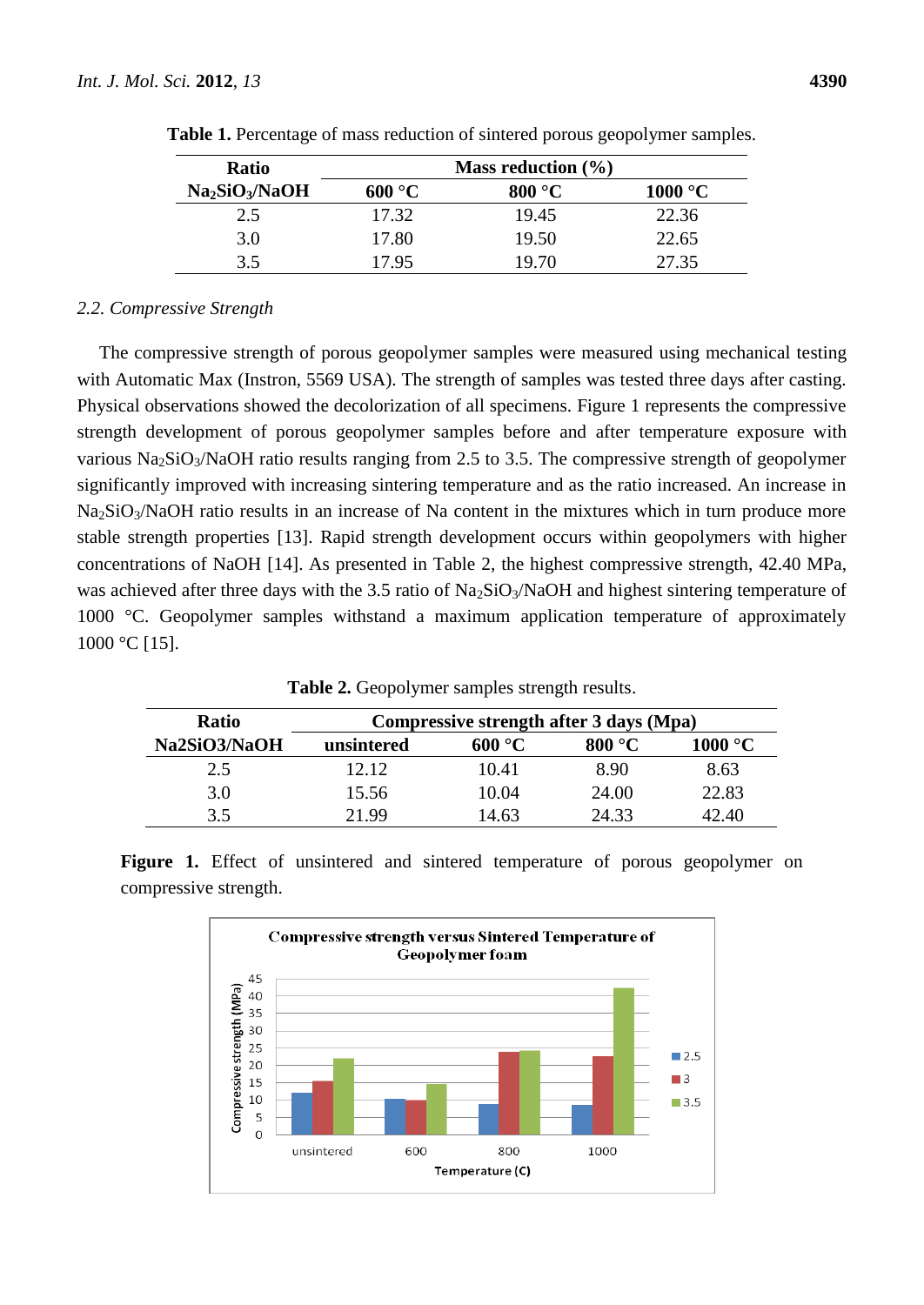**Table 1.** Percentage of mass reduction of sintered porous geopolymer samples.

| Ratio | Mass reduction (%) | | |
|---|---|---|---|
| $Na_2SiO_3/NaOH$ | 600 °C | 800 °C | 1000 °C |
| 2.5 | 17.32 | 19.45 | 22.36 |
| 3.0 | 17.80 | 19.50 | 22.65 |
| 3.5 | 17.95 | 19.70 | 27.35 |

### *2.2. Compressive Strength*

The compressive strength of porous geopolymer samples were measured using mechanical testing with Automatic Max (Instron, 5569 USA). The strength of samples was tested three days after casting. Physical observations showed the decolorization of all specimens. Figure 1 represents the compressive strength development of porous geopolymer samples before and after temperature exposure with various $Na_2SiO_3/NaOH$ ratio results ranging from 2.5 to 3.5. The compressive strength of geopolymer significantly improved with increasing sintering temperature and as the ratio increased. An increase in $Na_2SiO_3/NaOH$ ratio results in an increase of Na content in the mixtures which in turn produce more stable strength properties [13]. Rapid strength development occurs within geopolymers with higher concentrations of NaOH [14]. As presented in Table 2, the highest compressive strength, 42.40 MPa, was achieved after three days with the 3.5 ratio of $Na_2SiO_3/NaOH$ and highest sintering temperature of 1000 °C. Geopolymer samples withstand a maximum application temperature of approximately 1000 °C [15].

**Table 2.** Geopolymer samples strength results.

| Ratio | Compressive strength after 3 days (Mpa) | | | |
|---|---|---|---|---|
| Na2SiO3/NaOH | unsintered | 600 °C | 800 °C | 1000 °C |
| 2.5 | 12.12 | 10.41 | 8.90 | 8.63 |
| 3.0 | 15.56 | 10.04 | 24.00 | 22.83 |
| 3.5 | 21.99 | 14.63 | 24.33 | 42.40 |

**Figure 1.** Effect of unsintered and sintered temperature of porous geopolymer on compressive strength.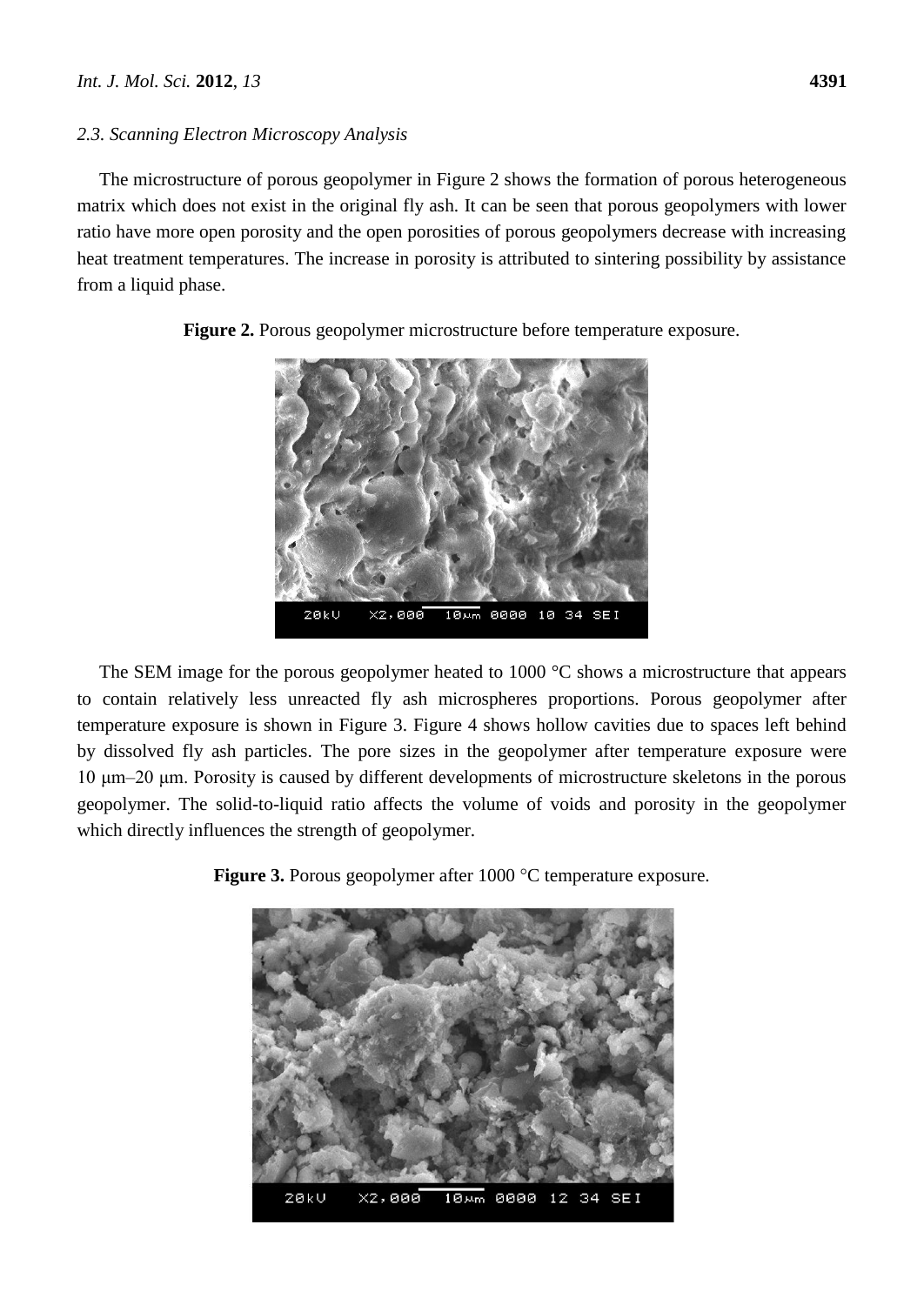### 2.3. Scanning Electron Microscopy Analysis

The microstructure of porous geopolymer in Figure 2 shows the formation of porous heterogeneous matrix which does not exist in the original fly ash. It can be seen that porous geopolymers with lower ratio have more open porosity and the open porosities of porous geopolymers decrease with increasing heat treatment temperatures. The increase in porosity is attributed to sintering possibility by assistance from a liquid phase.

**Figure 2.** Porous geopolymer microstructure before temperature exposure.

The SEM image for the porous geopolymer heated to 1000 °C shows a microstructure that appears to contain relatively less unreacted fly ash microspheres proportions. Porous geopolymer after temperature exposure is shown in Figure 3. Figure 4 shows hollow cavities due to spaces left behind by dissolved fly ash particles. The pore sizes in the geopolymer after temperature exposure were 10 μm–20 μm. Porosity is caused by different developments of microstructure skeletons in the porous geopolymer. The solid-to-liquid ratio affects the volume of voids and porosity in the geopolymer which directly influences the strength of geopolymer.

**Figure 3.** Porous geopolymer after 1000 °C temperature exposure.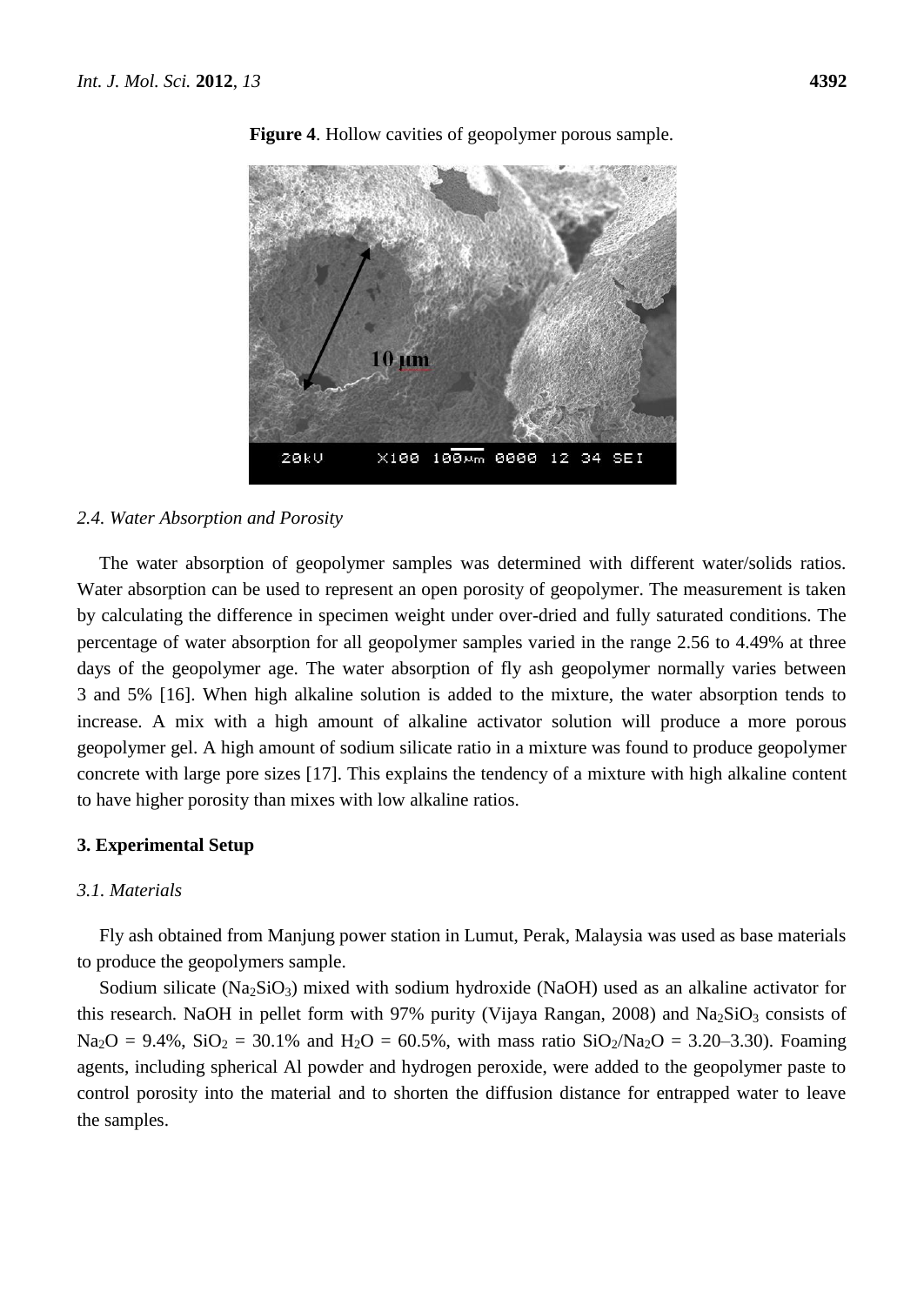**Figure 4**. Hollow cavities of geopolymer porous sample.

### 2.4. Water Absorption and Porosity

The water absorption of geopolymer samples was determined with different water/solids ratios. Water absorption can be used to represent an open porosity of geopolymer. The measurement is taken by calculating the difference in specimen weight under over-dried and fully saturated conditions. The percentage of water absorption for all geopolymer samples varied in the range 2.56 to 4.49% at three days of the geopolymer age. The water absorption of fly ash geopolymer normally varies between 3 and 5% [16]. When high alkaline solution is added to the mixture, the water absorption tends to increase. A mix with a high amount of alkaline activator solution will produce a more porous geopolymer gel. A high amount of sodium silicate ratio in a mixture was found to produce geopolymer concrete with large pore sizes [17]. This explains the tendency of a mixture with high alkaline content to have higher porosity than mixes with low alkaline ratios.

## 3. Experimental Setup

### 3.1. Materials

Fly ash obtained from Manjung power station in Lumut, Perak, Malaysia was used as base materials to produce the geopolymers sample.

Sodium silicate ($Na_2SiO_3$) mixed with sodium hydroxide (NaOH) used as an alkaline activator for this research. NaOH in pellet form with 97% purity (Vijaya Rangan, 2008) and $Na_2SiO_3$ consists of $Na_2O$ = 9.4%, $SiO_2$ = 30.1% and $H_2O$ = 60.5%, with mass ratio $SiO_2/Na_2O$ = 3.20–3.30). Foaming agents, including spherical Al powder and hydrogen peroxide, were added to the geopolymer paste to control porosity into the material and to shorten the diffusion distance for entrapped water to leave the samples.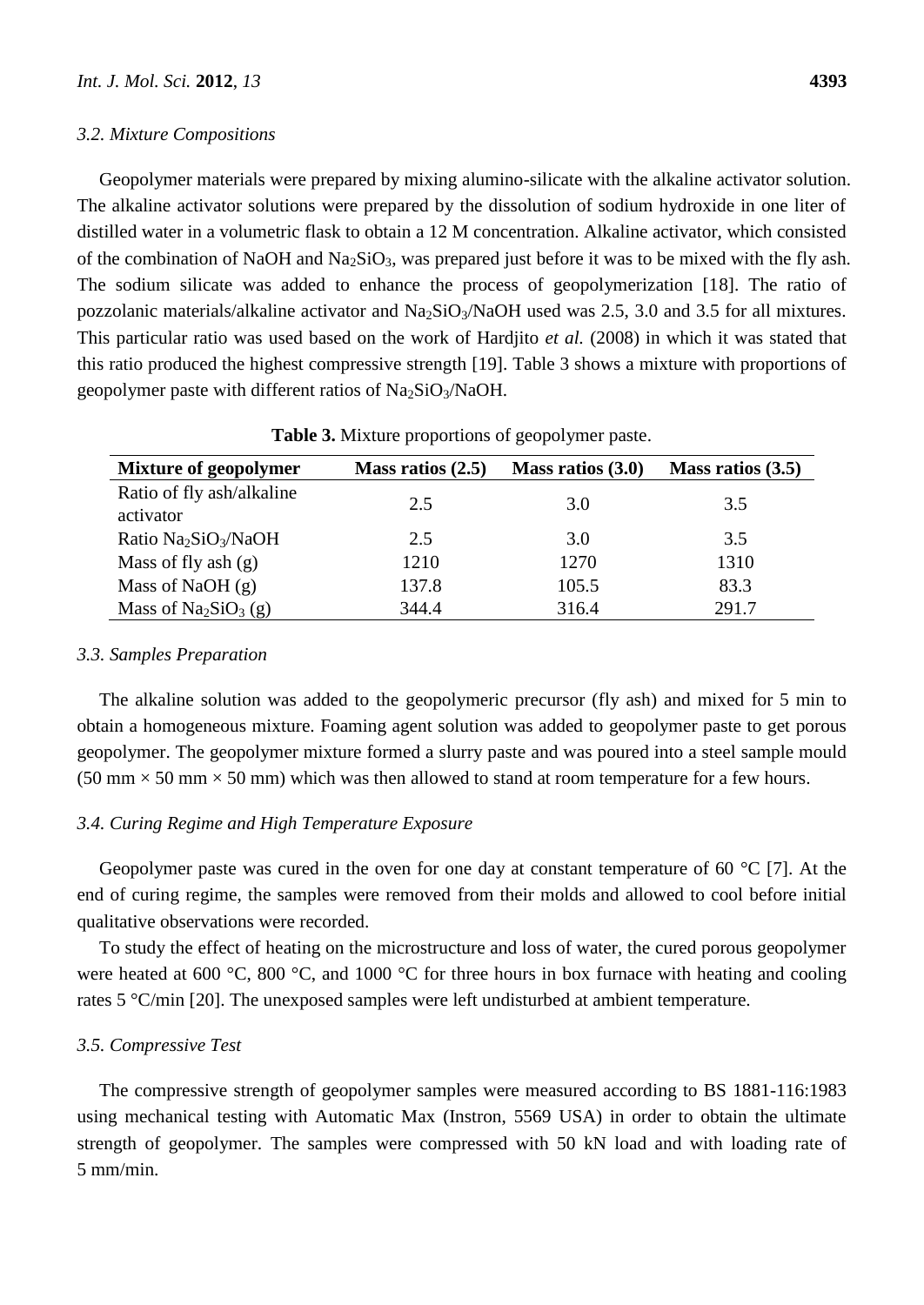### 3.2. Mixture Compositions

Geopolymer materials were prepared by mixing alumino-silicate with the alkaline activator solution. The alkaline activator solutions were prepared by the dissolution of sodium hydroxide in one liter of distilled water in a volumetric flask to obtain a 12 M concentration. Alkaline activator, which consisted of the combination of NaOH and $Na_2SiO_3$, was prepared just before it was to be mixed with the fly ash. The sodium silicate was added to enhance the process of geopolymerization [18]. The ratio of pozzolanic materials/alkaline activator and $Na_2SiO_3$/NaOH used was 2.5, 3.0 and 3.5 for all mixtures. This particular ratio was used based on the work of Hardjito *et al.* (2008) in which it was stated that this ratio produced the highest compressive strength [19]. Table 3 shows a mixture with proportions of geopolymer paste with different ratios of $Na_2SiO_3$/NaOH.

**Table 3.** Mixture proportions of geopolymer paste.

| Mixture of geopolymer | Mass ratios (2.5) | Mass ratios (3.0) | Mass ratios (3.5) |
|---|---|---|---|
| Ratio of fly ash/alkaline activator | 2.5 | 3.0 | 3.5 |
| Ratio $Na_2SiO_3$/NaOH | 2.5 | 3.0 | 3.5 |
| Mass of fly ash (g) | 1210 | 1270 | 1310 |
| Mass of NaOH (g) | 137.8 | 105.5 | 83.3 |
| Mass of $Na_2SiO_3$ (g) | 344.4 | 316.4 | 291.7 |

### 3.3. Samples Preparation

The alkaline solution was added to the geopolymeric precursor (fly ash) and mixed for 5 min to obtain a homogeneous mixture. Foaming agent solution was added to geopolymer paste to get porous geopolymer. The geopolymer mixture formed a slurry paste and was poured into a steel sample mould (50 mm × 50 mm × 50 mm) which was then allowed to stand at room temperature for a few hours.

### 3.4. Curing Regime and High Temperature Exposure

Geopolymer paste was cured in the oven for one day at constant temperature of 60 °C [7]. At the end of curing regime, the samples were removed from their molds and allowed to cool before initial qualitative observations were recorded.

To study the effect of heating on the microstructure and loss of water, the cured porous geopolymer were heated at 600 °C, 800 °C, and 1000 °C for three hours in box furnace with heating and cooling rates 5 °C/min [20]. The unexposed samples were left undisturbed at ambient temperature.

### 3.5. Compressive Test

The compressive strength of geopolymer samples were measured according to BS 1881-116:1983 using mechanical testing with Automatic Max (Instron, 5569 USA) in order to obtain the ultimate strength of geopolymer. The samples were compressed with 50 kN load and with loading rate of 5 mm/min.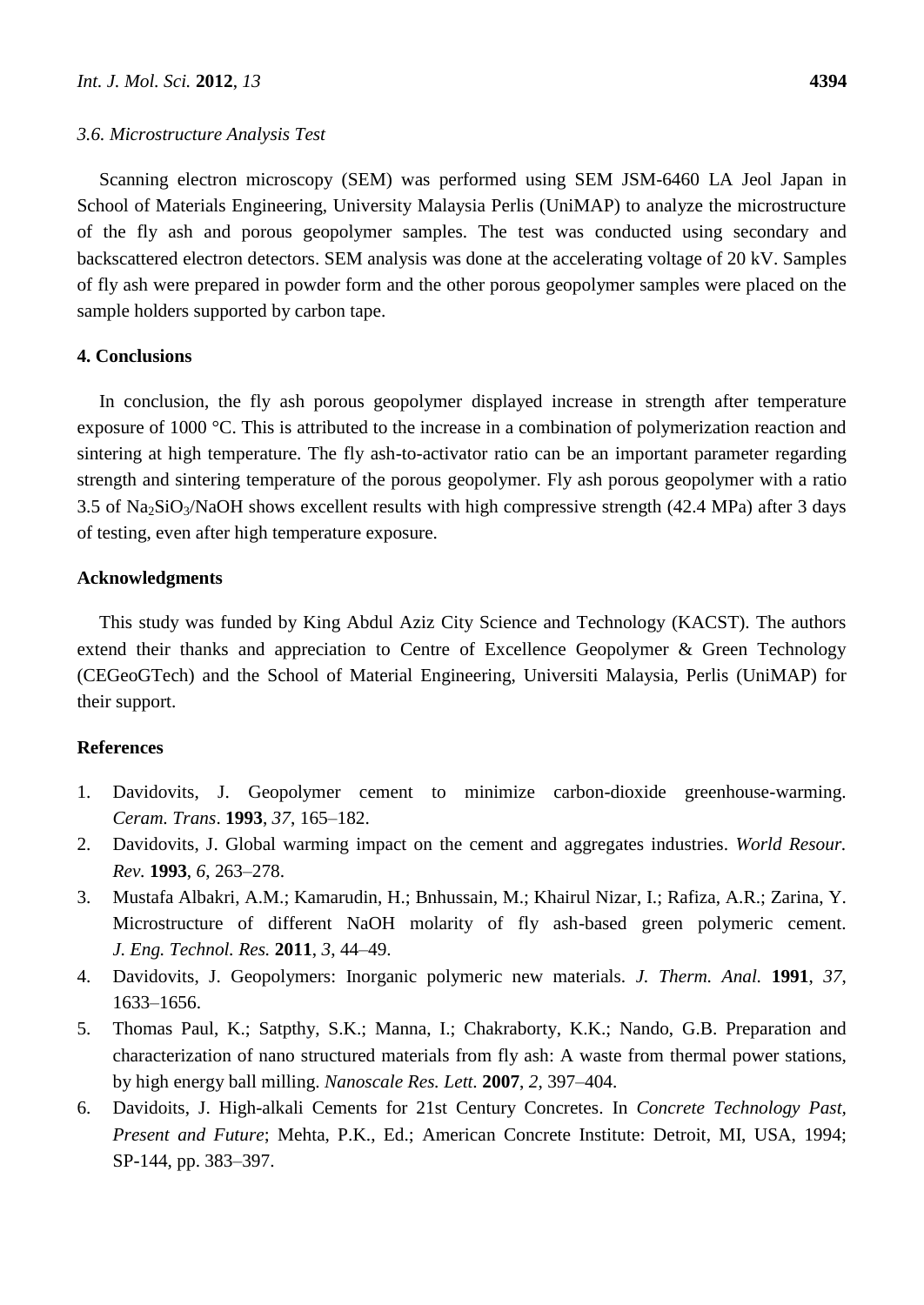### 3.6. Microstructure Analysis Test

Scanning electron microscopy (SEM) was performed using SEM JSM-6460 LA Jeol Japan in School of Materials Engineering, University Malaysia Perlis (UniMAP) to analyze the microstructure of the fly ash and porous geopolymer samples. The test was conducted using secondary and backscattered electron detectors. SEM analysis was done at the accelerating voltage of 20 kV. Samples of fly ash were prepared in powder form and the other porous geopolymer samples were placed on the sample holders supported by carbon tape.

## 4. Conclusions

In conclusion, the fly ash porous geopolymer displayed increase in strength after temperature exposure of 1000 °C. This is attributed to the increase in a combination of polymerization reaction and sintering at high temperature. The fly ash-to-activator ratio can be an important parameter regarding strength and sintering temperature of the porous geopolymer. Fly ash porous geopolymer with a ratio 3.5 of $Na_2SiO_3$/NaOH shows excellent results with high compressive strength (42.4 MPa) after 3 days of testing, even after high temperature exposure.

## Acknowledgments

This study was funded by King Abdul Aziz City Science and Technology (KACST). The authors extend their thanks and appreciation to Centre of Excellence Geopolymer & Green Technology (CEGeoGTech) and the School of Material Engineering, Universiti Malaysia, Perlis (UniMAP) for their support.

## References

1. Davidovits, J. Geopolymer cement to minimize carbon-dioxide greenhouse-warming. *Ceram. Trans*. **1993**, *37*, 165–182.
2. Davidovits, J. Global warming impact on the cement and aggregates industries. *World Resour. Rev*. **1993**, *6*, 263–278.
3. Mustafa Albakri, A.M.; Kamarudin, H.; Bnhussain, M.; Khairul Nizar, I.; Rafiza, A.R.; Zarina, Y. Microstructure of different NaOH molarity of fly ash-based green polymeric cement. *J. Eng. Technol. Res.* **2011**, *3*, 44–49.
4. Davidovits, J. Geopolymers: Inorganic polymeric new materials. *J. Therm. Anal.* **1991**, *37*, 1633–1656.
5. Thomas Paul, K.; Satpthy, S.K.; Manna, I.; Chakraborty, K.K.; Nando, G.B. Preparation and characterization of nano structured materials from fly ash: A waste from thermal power stations, by high energy ball milling. *Nanoscale Res. Lett.* **2007**, *2*, 397–404.
6. Davidoits, J. High-alkali Cements for 21st Century Concretes. In *Concrete Technology Past, Present and Future*; Mehta, P.K., Ed.; American Concrete Institute: Detroit, MI, USA, 1994; SP-144, pp. 383–397.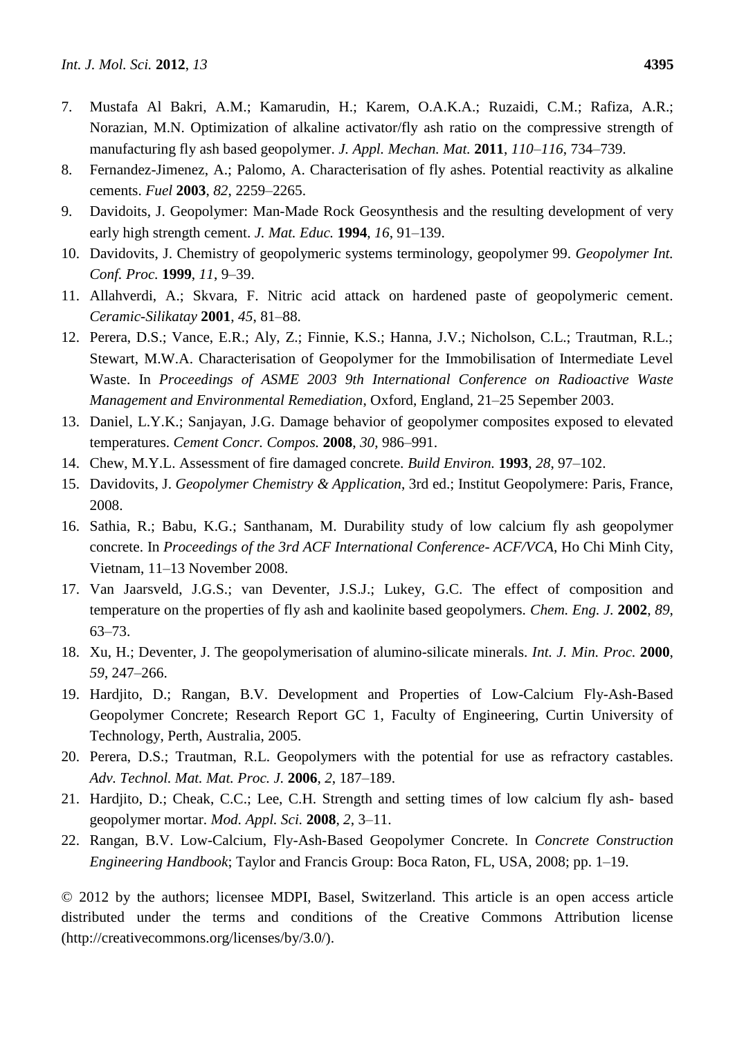7. Mustafa Al Bakri, A.M.; Kamarudin, H.; Karem, O.A.K.A.; Ruzaidi, C.M.; Rafiza, A.R.; Norazian, M.N. Optimization of alkaline activator/fly ash ratio on the compressive strength of manufacturing fly ash based geopolymer. *J. Appl. Mechan. Mat.* **2011**, *110–116*, 734–739.
8. Fernandez-Jimenez, A.; Palomo, A. Characterisation of fly ashes. Potential reactivity as alkaline cements. *Fuel* **2003**, *82*, 2259–2265.
9. Davidoits, J. Geopolymer: Man-Made Rock Geosynthesis and the resulting development of very early high strength cement. *J. Mat. Educ.* **1994**, *16*, 91–139.
10. Davidovits, J. Chemistry of geopolymeric systems terminology, geopolymer 99. *Geopolymer Int. Conf. Proc.* **1999**, *11*, 9–39.
11. Allahverdi, A.; Skvara, F. Nitric acid attack on hardened paste of geopolymeric cement. *Ceramic-Silikatay* **2001**, *45*, 81–88.
12. Perera, D.S.; Vance, E.R.; Aly, Z.; Finnie, K.S.; Hanna, J.V.; Nicholson, C.L.; Trautman, R.L.; Stewart, M.W.A. Characterisation of Geopolymer for the Immobilisation of Intermediate Level Waste. In *Proceedings of ASME 2003 9th International Conference on Radioactive Waste Management and Environmental Remediation*, Oxford, England, 21–25 Sepember 2003.
13. Daniel, L.Y.K.; Sanjayan, J.G. Damage behavior of geopolymer composites exposed to elevated temperatures. *Cement Concr. Compos.* **2008**, *30*, 986–991.
14. Chew, M.Y.L. Assessment of fire damaged concrete. *Build Environ.* **1993**, *28*, 97–102.
15. Davidovits, J. *Geopolymer Chemistry & Application*, 3rd ed.; Institut Geopolymere: Paris, France, 2008.
16. Sathia, R.; Babu, K.G.; Santhanam, M. Durability study of low calcium fly ash geopolymer concrete. In *Proceedings of the 3rd ACF International Conference- ACF/VCA*, Ho Chi Minh City, Vietnam, 11–13 November 2008.
17. Van Jaarsveld, J.G.S.; van Deventer, J.S.J.; Lukey, G.C. The effect of composition and temperature on the properties of fly ash and kaolinite based geopolymers. *Chem. Eng. J.* **2002**, *89*, 63–73.
18. Xu, H.; Deventer, J. The geopolymerisation of alumino-silicate minerals. *Int. J. Min. Proc.* **2000**, *59*, 247–266.
19. Hardjito, D.; Rangan, B.V. Development and Properties of Low-Calcium Fly-Ash-Based Geopolymer Concrete; Research Report GC 1, Faculty of Engineering, Curtin University of Technology, Perth, Australia, 2005.
20. Perera, D.S.; Trautman, R.L. Geopolymers with the potential for use as refractory castables. *Adv. Technol. Mat. Mat. Proc. J.* **2006**, *2*, 187–189.
21. Hardjito, D.; Cheak, C.C.; Lee, C.H. Strength and setting times of low calcium fly ash- based geopolymer mortar. *Mod. Appl. Sci.* **2008**, *2*, 3–11.
22. Rangan, B.V. Low-Calcium, Fly-Ash-Based Geopolymer Concrete. In *Concrete Construction Engineering Handbook*; Taylor and Francis Group: Boca Raton, FL, USA, 2008; pp. 1–19.

© 2012 by the authors; licensee MDPI, Basel, Switzerland. This article is an open access article distributed under the terms and conditions of the Creative Commons Attribution license (http://creativecommons.org/licenses/by/3.0/).